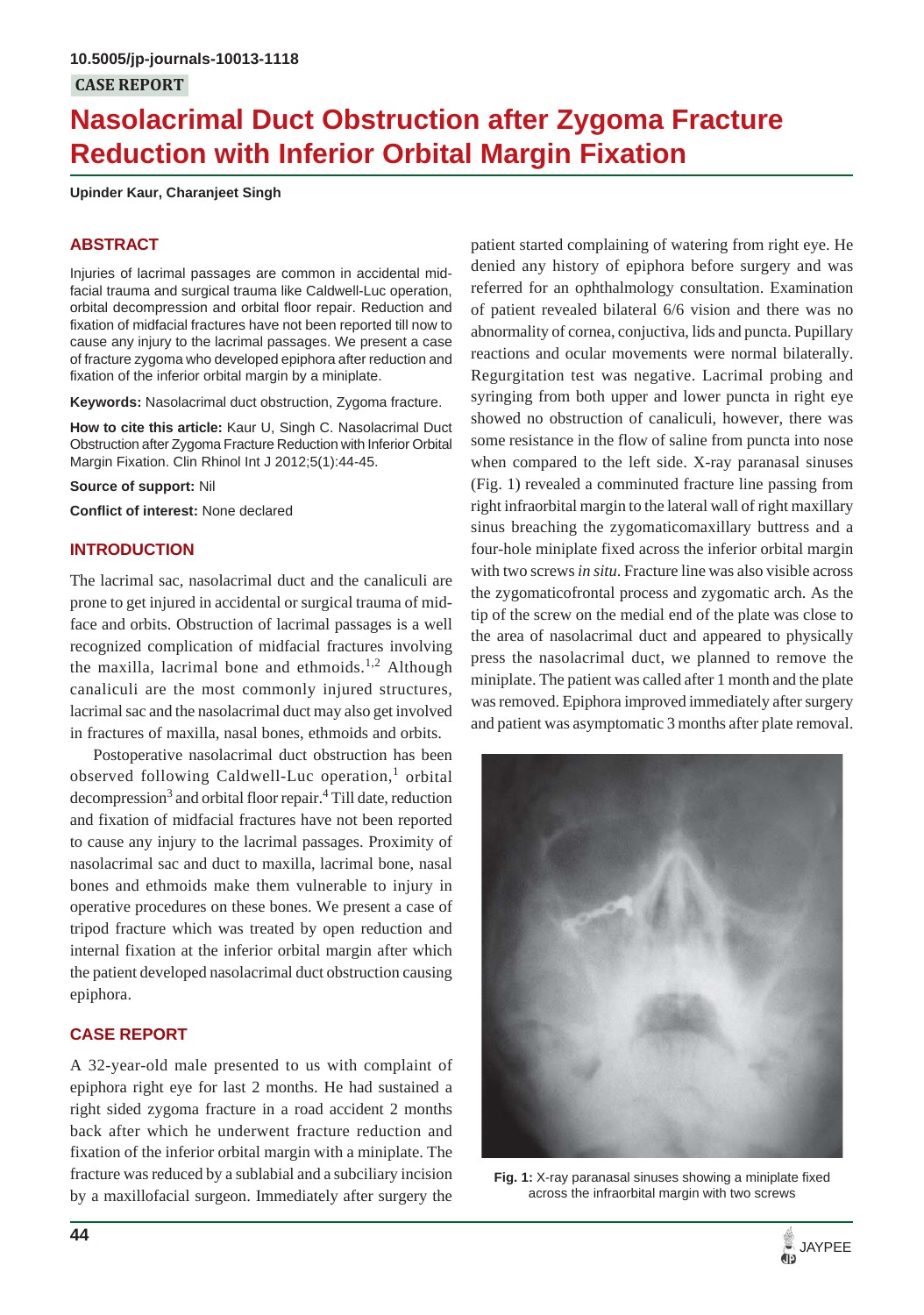10.5005/jp-journals-10013-1118

CASE REPORT

# Nasolacrimal Duct Obstruction after Zygoma Fracture Reduction with Inferior Orbital Margin Fixation

**Upinder Kaur, Charanjeet Singh**

## ABSTRACT

Injuries of lacrimal passages are common in accidental midfacial trauma and surgical trauma like Caldwell-Luc operation, orbital decompression and orbital floor repair. Reduction and fixation of midfacial fractures have not been reported till now to cause any injury to the lacrimal passages. We present a case of fracture zygoma who developed epiphora after reduction and fixation of the inferior orbital margin by a miniplate.

**Keywords:** Nasolacrimal duct obstruction, Zygoma fracture.

**How to cite this article:** Kaur U, Singh C. Nasolacrimal Duct Obstruction after Zygoma Fracture Reduction with Inferior Orbital Margin Fixation. Clin Rhinol Int J 2012;5(1):44-45.

**Source of support:** Nil

**Conflict of interest:** None declared

## INTRODUCTION

The lacrimal sac, nasolacrimal duct and the canaliculi are prone to get injured in accidental or surgical trauma of midface and orbits. Obstruction of lacrimal passages is a well recognized complication of midfacial fractures involving the maxilla, lacrimal bone and ethmoids.[1,2] Although canaliculi are the most commonly injured structures, lacrimal sac and the nasolacrimal duct may also get involved in fractures of maxilla, nasal bones, ethmoids and orbits.

Postoperative nasolacrimal duct obstruction has been observed following Caldwell-Luc operation,[1] orbital decompression[3] and orbital floor repair.[4] Till date, reduction and fixation of midfacial fractures have not been reported to cause any injury to the lacrimal passages. Proximity of nasolacrimal sac and duct to maxilla, lacrimal bone, nasal bones and ethmoids make them vulnerable to injury in operative procedures on these bones. We present a case of tripod fracture which was treated by open reduction and internal fixation at the inferior orbital margin after which the patient developed nasolacrimal duct obstruction causing epiphora.

## CASE REPORT

A 32-year-old male presented to us with complaint of epiphora right eye for last 2 months. He had sustained a right sided zygoma fracture in a road accident 2 months back after which he underwent fracture reduction and fixation of the inferior orbital margin with a miniplate. The fracture was reduced by a sublabial and a subciliary incision by a maxillofacial surgeon. Immediately after surgery the patient started complaining of watering from right eye. He denied any history of epiphora before surgery and was referred for an ophthalmology consultation. Examination of patient revealed bilateral 6/6 vision and there was no abnormality of cornea, conjuctiva, lids and puncta. Pupillary reactions and ocular movements were normal bilaterally. Regurgitation test was negative. Lacrimal probing and syringing from both upper and lower puncta in right eye showed no obstruction of canaliculi, however, there was some resistance in the flow of saline from puncta into nose when compared to the left side. X-ray paranasal sinuses (Fig. 1) revealed a comminuted fracture line passing from right infraorbital margin to the lateral wall of right maxillary sinus breaching the zygomaticomaxillary buttress and a four-hole miniplate fixed across the inferior orbital margin with two screws *in situ*. Fracture line was also visible across the zygomaticofrontal process and zygomatic arch. As the tip of the screw on the medial end of the plate was close to the area of nasolacrimal duct and appeared to physically press the nasolacrimal duct, we planned to remove the miniplate. The patient was called after 1 month and the plate was removed. Epiphora improved immediately after surgery and patient was asymptomatic 3 months after plate removal.

**Fig. 1:** X-ray paranasal sinuses showing a miniplate fixed across the infraorbital margin with two screws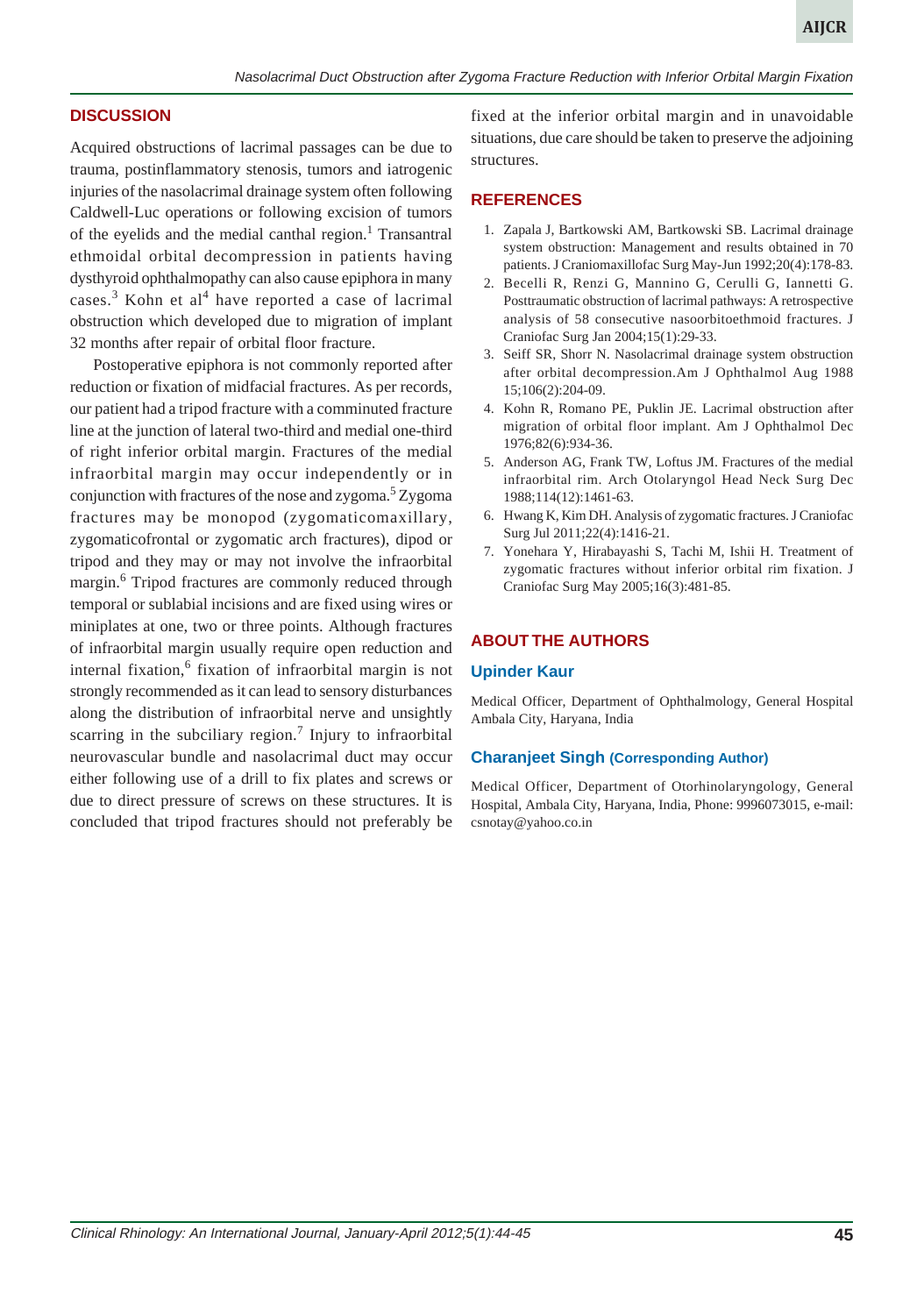## DISCUSSION

Acquired obstructions of lacrimal passages can be due to trauma, postinflammatory stenosis, tumors and iatrogenic injuries of the nasolacrimal drainage system often following Caldwell-Luc operations or following excision of tumors of the eyelids and the medial canthal region.[1] Transantral ethmoidal orbital decompression in patients having dysthyroid ophthalmopathy can also cause epiphora in many cases.[3] Kohn et al[4] have reported a case of lacrimal obstruction which developed due to migration of implant 32 months after repair of orbital floor fracture.

Postoperative epiphora is not commonly reported after reduction or fixation of midfacial fractures. As per records, our patient had a tripod fracture with a comminuted fracture line at the junction of lateral two-third and medial one-third of right inferior orbital margin. Fractures of the medial infraorbital margin may occur independently or in conjunction with fractures of the nose and zygoma.[5] Zygoma fractures may be monopod (zygomaticomaxillary, zygomaticofrontal or zygomatic arch fractures), dipod or tripod and they may or may not involve the infraorbital margin.[6] Tripod fractures are commonly reduced through temporal or sublabial incisions and are fixed using wires or miniplates at one, two or three points. Although fractures of infraorbital margin usually require open reduction and internal fixation,[6] fixation of infraorbital margin is not strongly recommended as it can lead to sensory disturbances along the distribution of infraorbital nerve and unsightly scarring in the subciliary region.[7] Injury to infraorbital neurovascular bundle and nasolacrimal duct may occur either following use of a drill to fix plates and screws or due to direct pressure of screws on these structures. It is concluded that tripod fractures should not preferably be fixed at the inferior orbital margin and in unavoidable situations, due care should be taken to preserve the adjoining structures.

## REFERENCES

1. Zapala J, Bartkowski AM, Bartkowski SB. Lacrimal drainage system obstruction: Management and results obtained in 70 patients. J Craniomaxillofac Surg May-Jun 1992;20(4):178-83.
2. Becelli R, Renzi G, Mannino G, Cerulli G, Iannetti G. Posttraumatic obstruction of lacrimal pathways: A retrospective analysis of 58 consecutive nasoorbitoethmoid fractures. J Craniofac Surg Jan 2004;15(1):29-33.
3. Seiff SR, Shorr N. Nasolacrimal drainage system obstruction after orbital decompression.Am J Ophthalmol Aug 1988 15;106(2):204-09.
4. Kohn R, Romano PE, Puklin JE. Lacrimal obstruction after migration of orbital floor implant. Am J Ophthalmol Dec 1976;82(6):934-36.
5. Anderson AG, Frank TW, Loftus JM. Fractures of the medial infraorbital rim. Arch Otolaryngol Head Neck Surg Dec 1988;114(12):1461-63.
6. Hwang K, Kim DH. Analysis of zygomatic fractures. J Craniofac Surg Jul 2011;22(4):1416-21.
7. Yonehara Y, Hirabayashi S, Tachi M, Ishii H. Treatment of zygomatic fractures without inferior orbital rim fixation. J Craniofac Surg May 2005;16(3):481-85.

## ABOUT THE AUTHORS

### Upinder Kaur

Medical Officer, Department of Ophthalmology, General Hospital Ambala City, Haryana, India

### Charanjeet Singh (Corresponding Author)

Medical Officer, Department of Otorhinolaryngology, General Hospital, Ambala City, Haryana, India, Phone: 9996073015, e-mail: csnotay@yahoo.co.in